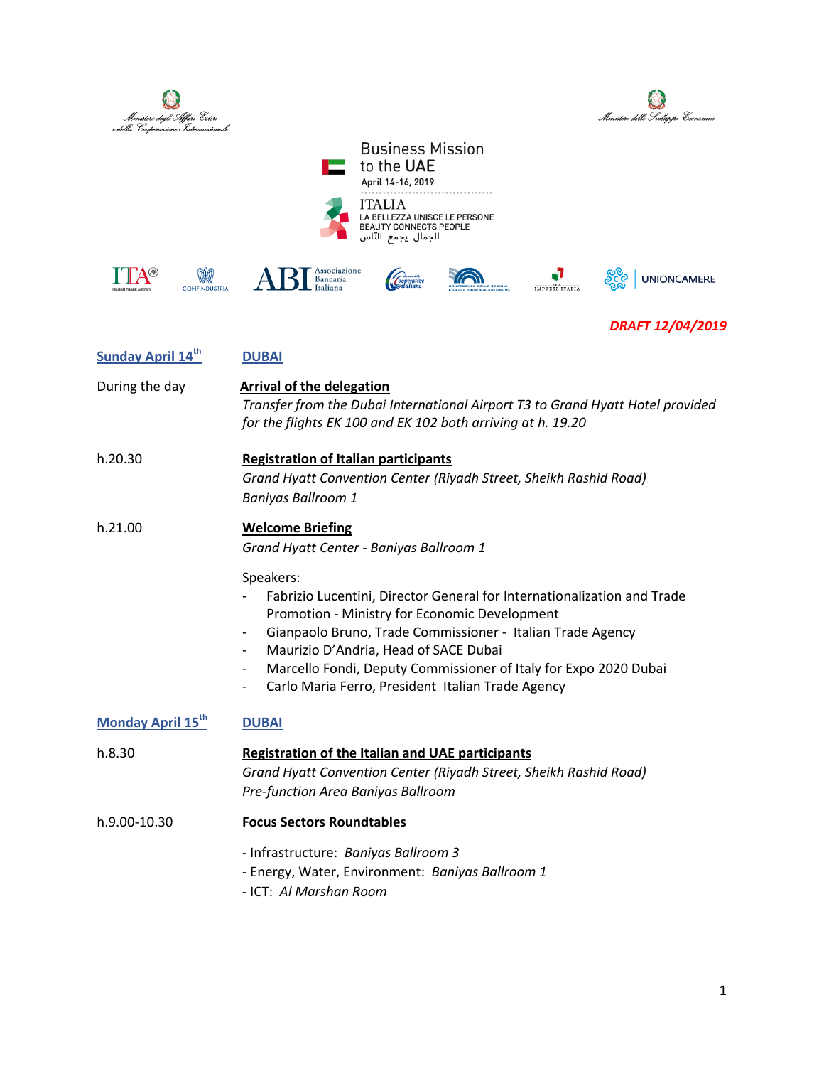Ministero degli Affari Esteri e della Cooperazione Internazionale

Ministero dello Sviluppo Economico

# Business Mission to the UAE

April 14-16, 2019

ITALIA
LA BELLEZZA UNISCE LE PERSONE
BEAUTY CONNECTS PEOPLE
الجمال يجمع النّاس

ITA – ITALIAN TRADE AGENCY | CONFINDUSTRIA | ABI Associazione Bancaria Italiana | Alleanza delle Cooperative Italiane | Conferenza delle Regioni e delle Province Autonome | Rete Imprese Italia | UNIONCAMERE

***DRAFT 12/04/2019***

| | |
|---|---|
| **Sunday April 14th** | **DUBAI** |
| During the day | **Arrival of the delegation**<br>*Transfer from the Dubai International Airport T3 to Grand Hyatt Hotel provided for the flights EK 100 and EK 102 both arriving at h. 19.20* |
| h.20.30 | **Registration of Italian participants**<br>*Grand Hyatt Convention Center (Riyadh Street, Sheikh Rashid Road)*<br>*Baniyas Ballroom 1* |
| h.21.00 | **Welcome Briefing**<br>*Grand Hyatt Center - Baniyas Ballroom 1*<br><br>Speakers:<br>- Fabrizio Lucentini, Director General for Internationalization and Trade Promotion - Ministry for Economic Development<br>- Gianpaolo Bruno, Trade Commissioner - Italian Trade Agency<br>- Maurizio D'Andria, Head of SACE Dubai<br>- Marcello Fondi, Deputy Commissioner of Italy for Expo 2020 Dubai<br>- Carlo Maria Ferro, President Italian Trade Agency |
| **Monday April 15th** | **DUBAI** |
| h.8.30 | **Registration of the Italian and UAE participants**<br>*Grand Hyatt Convention Center (Riyadh Street, Sheikh Rashid Road)*<br>*Pre-function Area Baniyas Ballroom* |
| h.9.00-10.30 | **Focus Sectors Roundtables**<br><br>- Infrastructure: *Baniyas Ballroom 3*<br>- Energy, Water, Environment: *Baniyas Ballroom 1*<br>- ICT: *Al Marshan Room* |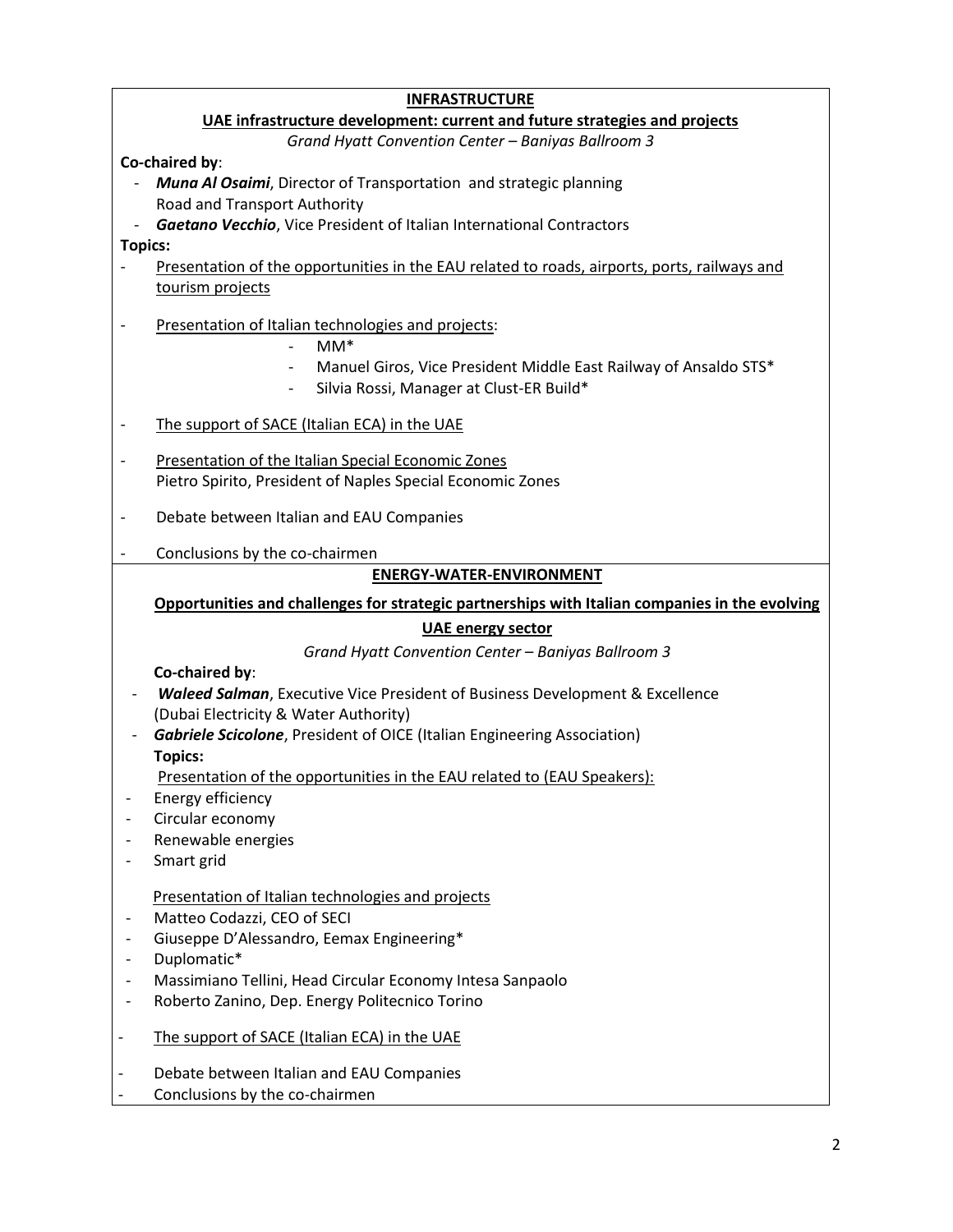## INFRASTRUCTURE

### UAE infrastructure development: current and future strategies and projects

*Grand Hyatt Convention Center – Baniyas Ballroom 3*

**Co-chaired by**:

- ***Muna Al Osaimi***, Director of Transportation and strategic planning
  Road and Transport Authority
- ***Gaetano Vecchio***, Vice President of Italian International Contractors

**Topics:**

- Presentation of the opportunities in the EAU related to roads, airports, ports, railways and tourism projects
- Presentation of Italian technologies and projects:
    - MM*
    - Manuel Giros, Vice President Middle East Railway of Ansaldo STS*
    - Silvia Rossi, Manager at Clust-ER Build*
- The support of SACE (Italian ECA) in the UAE
- Presentation of the Italian Special Economic Zones
  Pietro Spirito, President of Naples Special Economic Zones
- Debate between Italian and EAU Companies
- Conclusions by the co-chairmen

## ENERGY-WATER-ENVIRONMENT

### Opportunities and challenges for strategic partnerships with Italian companies in the evolving UAE energy sector

*Grand Hyatt Convention Center – Baniyas Ballroom 3*

**Co-chaired by**:

- ***Waleed Salman***, Executive Vice President of Business Development & Excellence (Dubai Electricity & Water Authority)
- ***Gabriele Scicolone***, President of OICE (Italian Engineering Association)

**Topics:**

Presentation of the opportunities in the EAU related to (EAU Speakers):

- Energy efficiency
- Circular economy
- Renewable energies
- Smart grid

Presentation of Italian technologies and projects

- Matteo Codazzi, CEO of SECI
- Giuseppe D'Alessandro, Eemax Engineering*
- Duplomatic*
- Massimiano Tellini, Head Circular Economy Intesa Sanpaolo
- Roberto Zanino, Dep. Energy Politecnico Torino

- The support of SACE (Italian ECA) in the UAE
- Debate between Italian and EAU Companies
- Conclusions by the co-chairmen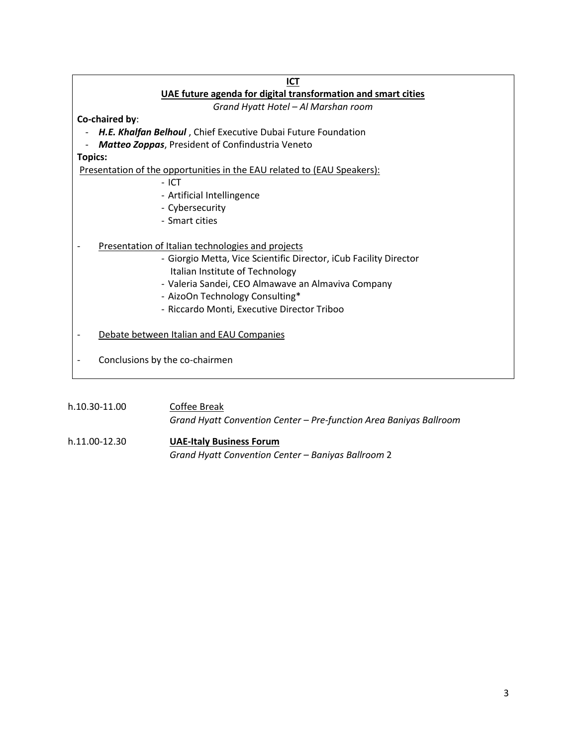**ICT**

**UAE future agenda for digital transformation and smart cities**

*Grand Hyatt Hotel – Al Marshan room*

**Co-chaired by**:

- ***H.E. Khalfan Belhoul*** , Chief Executive Dubai Future Foundation
- ***Matteo Zoppas***, President of Confindustria Veneto

**Topics:**

Presentation of the opportunities in the EAU related to (EAU Speakers):

- ICT
- Artificial Intellingence
- Cybersecurity
- Smart cities

- Presentation of Italian technologies and projects
  - Giorgio Metta, Vice Scientific Director, iCub Facility Director Italian Institute of Technology
  - Valeria Sandei, CEO Almawave an Almaviva Company
  - AizoOn Technology Consulting*
  - Riccardo Monti, Executive Director Triboo

- Debate between Italian and EAU Companies

- Conclusions by the co-chairmen

h.10.30-11.00 Coffee Break
*Grand Hyatt Convention Center – Pre-function Area Baniyas Ballroom*

h.11.00-12.30 **UAE-Italy Business Forum**
*Grand Hyatt Convention Center – Baniyas Ballroom* 2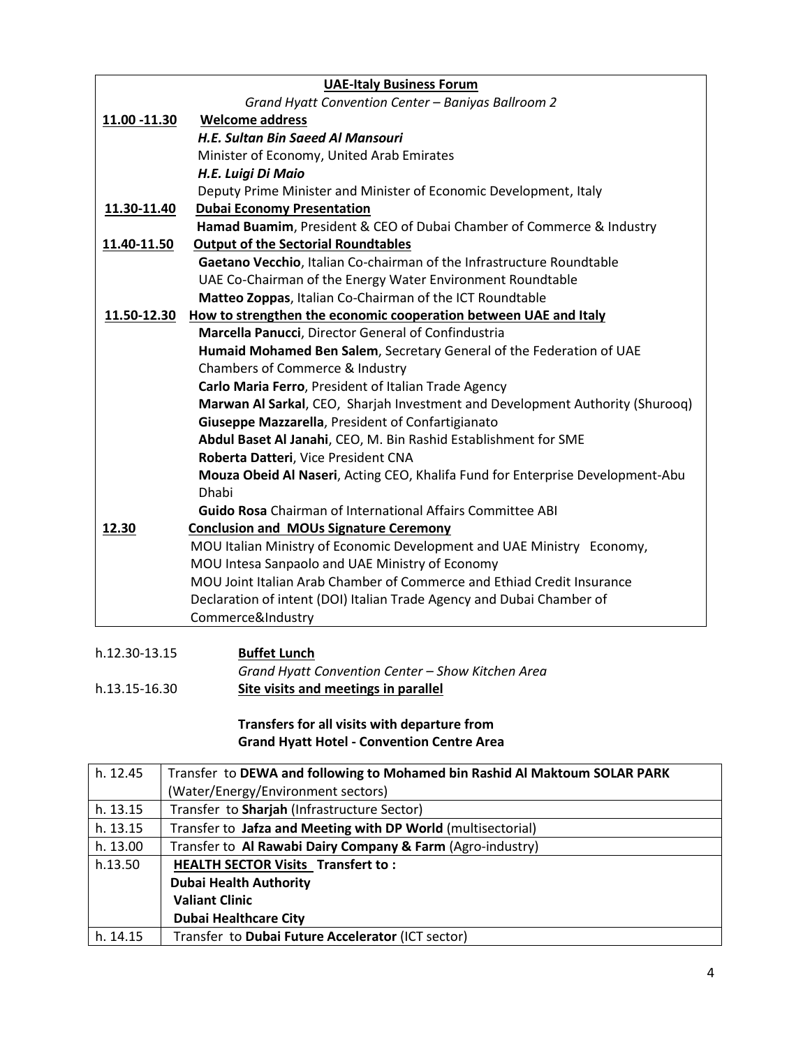| **UAE-Italy Business Forum** | |
|---|---|
| | *Grand Hyatt Convention Center – Baniyas Ballroom 2* |
| **11.00 -11.30** | **Welcome address** |
| | ***H.E. Sultan Bin Saeed Al Mansouri*** |
| | Minister of Economy, United Arab Emirates |
| | ***H.E. Luigi Di Maio*** |
| | Deputy Prime Minister and Minister of Economic Development, Italy |
| **11.30-11.40** | **Dubai Economy Presentation** |
| | **Hamad Buamim**, President & CEO of Dubai Chamber of Commerce & Industry |
| **11.40-11.50** | **Output of the Sectorial Roundtables** |
| | **Gaetano Vecchio**, Italian Co-chairman of the Infrastructure Roundtable |
| | UAE Co-Chairman of the Energy Water Environment Roundtable |
| | **Matteo Zoppas**, Italian Co-Chairman of the ICT Roundtable |
| **11.50-12.30** | **How to strengthen the economic cooperation between UAE and Italy** |
| | **Marcella Panucci**, Director General of Confindustria |
| | **Humaid Mohamed Ben Salem**, Secretary General of the Federation of UAE Chambers of Commerce & Industry |
| | **Carlo Maria Ferro**, President of Italian Trade Agency |
| | **Marwan Al Sarkal**, CEO, Sharjah Investment and Development Authority (Shurooq) |
| | **Giuseppe Mazzarella**, President of Confartigianato |
| | **Abdul Baset Al Janahi**, CEO, M. Bin Rashid Establishment for SME |
| | **Roberta Datteri**, Vice President CNA |
| | **Mouza Obeid Al Naseri**, Acting CEO, Khalifa Fund for Enterprise Development-Abu Dhabi |
| | **Guido Rosa** Chairman of International Affairs Committee ABI |
| **12.30** | **Conclusion and MOUs Signature Ceremony** |
| | MOU Italian Ministry of Economic Development and UAE Ministry Economy, |
| | MOU Intesa Sanpaolo and UAE Ministry of Economy |
| | MOU Joint Italian Arab Chamber of Commerce and Ethiad Credit Insurance |
| | Declaration of intent (DOI) Italian Trade Agency and Dubai Chamber of Commerce&Industry |

h.12.30-13.15 **Buffet Lunch**
*Grand Hyatt Convention Center – Show Kitchen Area*

h.13.15-16.30 **Site visits and meetings in parallel**

**Transfers for all visits with departure from Grand Hyatt Hotel - Convention Centre Area**

| | |
|---|---|
| h. 12.45 | Transfer to **DEWA and following to Mohamed bin Rashid Al Maktoum SOLAR PARK** (Water/Energy/Environment sectors) |
| h. 13.15 | Transfer to **Sharjah** (Infrastructure Sector) |
| h. 13.15 | Transfer to **Jafza and Meeting with DP World** (multisectorial) |
| h. 13.00 | Transfer to **Al Rawabi Dairy Company & Farm** (Agro-industry) |
| h.13.50 | **HEALTH SECTOR Visits Transfert to :**<br>**Dubai Health Authority**<br>**Valiant Clinic**<br>**Dubai Healthcare City** |
| h. 14.15 | Transfer to **Dubai Future Accelerator** (ICT sector) |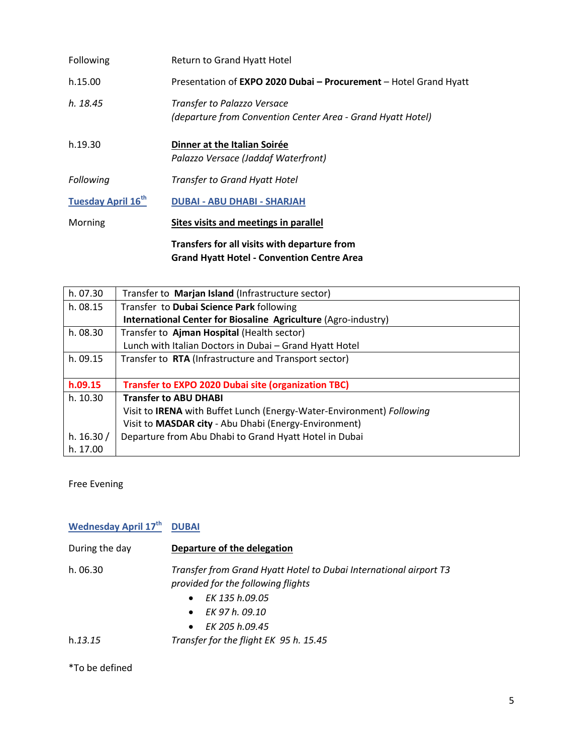Following    Return to Grand Hyatt Hotel

h.15.00    Presentation of **EXPO 2020 Dubai – Procurement** – Hotel Grand Hyatt

*h. 18.45*    *Transfer to Palazzo Versace*
*(departure from Convention Center Area - Grand Hyatt Hotel)*

h.19.30    **Dinner at the Italian Soirée**
*Palazzo Versace (Jaddaf Waterfront)*

*Following*    *Transfer to Grand Hyatt Hotel*

## Tuesday April 16th    DUBAI - ABU DHABI - SHARJAH

Morning    **Sites visits and meetings in parallel**

**Transfers for all visits with departure from**
**Grand Hyatt Hotel - Convention Centre Area**

| | |
|---|---|
| h. 07.30 | Transfer to **Marjan Island** (Infrastructure sector) |
| h. 08.15 | Transfer to **Dubai Science Park** following **International Center for Biosaline Agriculture** (Agro-industry) |
| h. 08.30 | Transfer to **Ajman Hospital** (Health sector) Lunch with Italian Doctors in Dubai – Grand Hyatt Hotel |
| h. 09.15 | Transfer to **RTA** (Infrastructure and Transport sector) |
| **h.09.15** | **Transfer to EXPO 2020 Dubai site (organization TBC)** |
| h. 10.30 | **Transfer to ABU DHABI** Visit to **IRENA** with Buffet Lunch (Energy-Water-Environment) *Following* Visit to **MASDAR city** - Abu Dhabi (Energy-Environment) |
| h. 16.30 / h. 17.00 | Departure from Abu Dhabi to Grand Hyatt Hotel in Dubai |

Free Evening

## Wednesday April 17th    DUBAI

During the day    **Departure of the delegation**

h. 06.30    *Transfer from Grand Hyatt Hotel to Dubai International airport T3 provided for the following flights*

- *EK 135 h.09.05*
- *EK 97 h. 09.10*
- *EK 205 h.09.45*

h.*13.15*    *Transfer for the flight EK 95 h. 15.45*

*To be defined